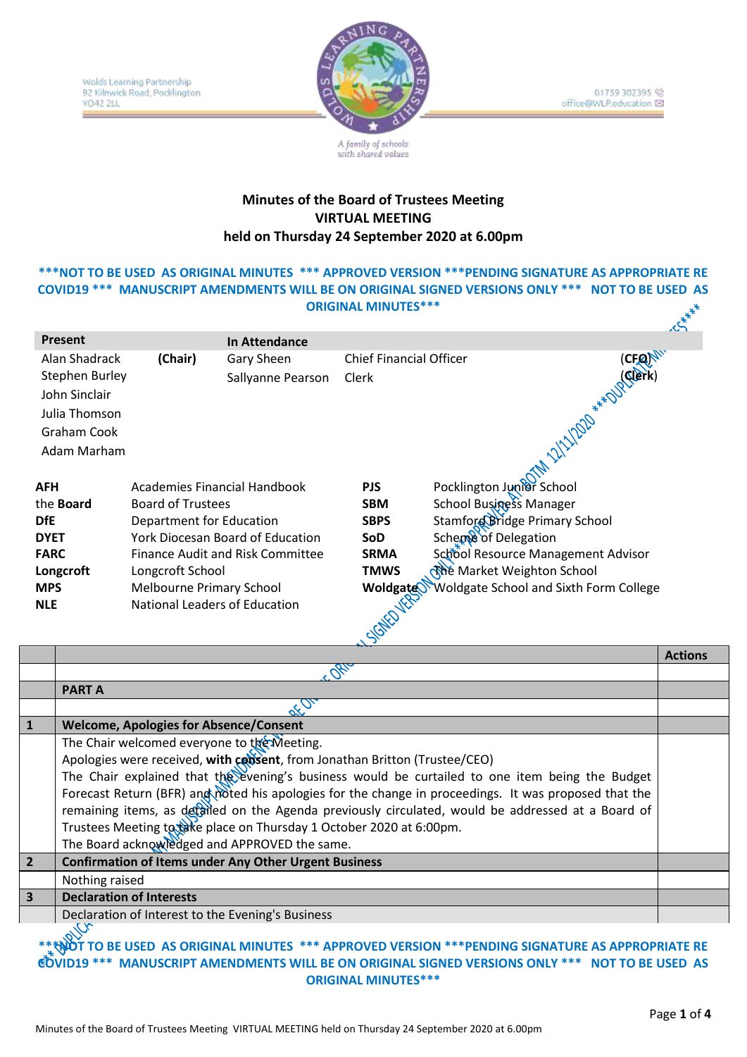Wolds Learning Partnership
92 Kilnwick Road, Pocklington
YO42 2LL

01759 302395
office@WLP.education

A family of schools with shared values

# Minutes of the Board of Trustees Meeting
## VIRTUAL MEETING
## held on Thursday 24 September 2020 at 6.00pm

***NOT TO BE USED AS ORIGINAL MINUTES *** APPROVED VERSION ***PENDING SIGNATURE AS APPROPRIATE RE COVID19 *** MANUSCRIPT AMENDMENTS WILL BE ON ORIGINAL SIGNED VERSIONS ONLY *** NOT TO BE USED AS ORIGINAL MINUTES***

| Present | | In Attendance | | |
|---|---|---|---|---|
| Alan Shadrack | (Chair) | Gary Sheen | Chief Financial Officer | (CFO) |
| Stephen Burley | | Sallyanne Pearson | Clerk | (Clerk) |
| John Sinclair | | | | |
| Julia Thomson | | | | |
| Graham Cook | | | | |
| Adam Marham | | | | |

| | | | |
|---|---|---|---|
| **AFH** | Academies Financial Handbook | **PJS** | Pocklington Junior School |
| **the Board** | Board of Trustees | **SBM** | School Business Manager |
| **DfE** | Department for Education | **SBPS** | Stamford Bridge Primary School |
| **DYET** | York Diocesan Board of Education | **SoD** | Scheme of Delegation |
| **FARC** | Finance Audit and Risk Committee | **SRMA** | School Resource Management Advisor |
| **Longcroft** | Longcroft School | **TMWS** | The Market Weighton School |
| **MPS** | Melbourne Primary School | **Woldgate** | Woldgate School and Sixth Form College |
| **NLE** | National Leaders of Education | | |

| | | Actions |
|---|---|---|
| | **PART A** | |
| **1** | **Welcome, Apologies for Absence/Consent** | |
| | The Chair welcomed everyone to the Meeting.<br>Apologies were received, **with consent**, from Jonathan Britton (Trustee/CEO)<br>The Chair explained that the evening's business would be curtailed to one item being the Budget Forecast Return (BFR) and noted his apologies for the change in proceedings. It was proposed that the remaining items, as detailed on the Agenda previously circulated, would be addressed at a Board of Trustees Meeting to take place on Thursday 1 October 2020 at 6:00pm.<br>The Board acknowledged and APPROVED the same. | |
| **2** | **Confirmation of Items under Any Other Urgent Business** | |
| | Nothing raised | |
| **3** | **Declaration of Interests** | |
| | Declaration of Interest to the Evening's Business | |

***NOT TO BE USED AS ORIGINAL MINUTES *** APPROVED VERSION ***PENDING SIGNATURE AS APPROPRIATE RE COVID19 *** MANUSCRIPT AMENDMENTS WILL BE ON ORIGINAL SIGNED VERSIONS ONLY *** NOT TO BE USED AS ORIGINAL MINUTES***

***DUPLICATE MINUTES*** APPROVED AT BOTM 12/11/2020 ***APPROVED VERSION ONLY*** MANUSCRIPT AMENDMENTS WILL BE ON ORIGINAL SIGNED VERSION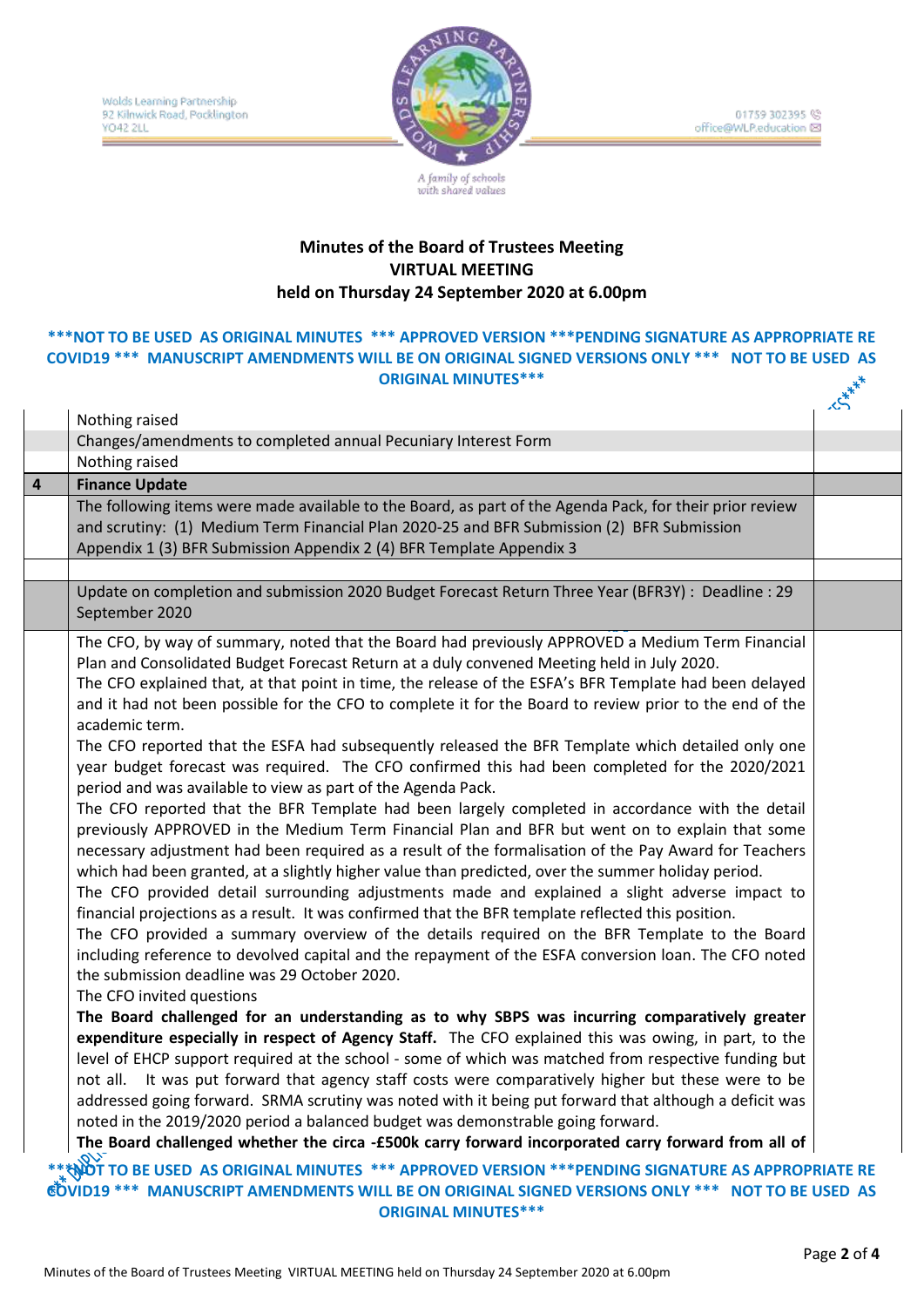**Minutes of the Board of Trustees Meeting**
**VIRTUAL MEETING**
**held on Thursday 24 September 2020 at 6.00pm**

***NOT TO BE USED AS ORIGINAL MINUTES *** APPROVED VERSION ***PENDING SIGNATURE AS APPROPRIATE RE COVID19 *** MANUSCRIPT AMENDMENTS WILL BE ON ORIGINAL SIGNED VERSIONS ONLY *** NOT TO BE USED AS ORIGINAL MINUTES***

| | | |
|---|---|---|
| | Nothing raised | |
| | Changes/amendments to completed annual Pecuniary Interest Form | |
| | Nothing raised | |
| **4** | **Finance Update** | |
| | The following items were made available to the Board, as part of the Agenda Pack, for their prior review and scrutiny: (1) Medium Term Financial Plan 2020-25 and BFR Submission (2) BFR Submission Appendix 1 (3) BFR Submission Appendix 2 (4) BFR Template Appendix 3 | |
| | | |
| | Update on completion and submission 2020 Budget Forecast Return Three Year (BFR3Y) : Deadline : 29 September 2020 | |
| | The CFO, by way of summary, noted that the Board had previously APPROVED a Medium Term Financial Plan and Consolidated Budget Forecast Return at a duly convened Meeting held in July 2020.<br>The CFO explained that, at that point in time, the release of the ESFA's BFR Template had been delayed and it had not been possible for the CFO to complete it for the Board to review prior to the end of the academic term.<br>The CFO reported that the ESFA had subsequently released the BFR Template which detailed only one year budget forecast was required. The CFO confirmed this had been completed for the 2020/2021 period and was available to view as part of the Agenda Pack.<br>The CFO reported that the BFR Template had been largely completed in accordance with the detail previously APPROVED in the Medium Term Financial Plan and BFR but went on to explain that some necessary adjustment had been required as a result of the formalisation of the Pay Award for Teachers which had been granted, at a slightly higher value than predicted, over the summer holiday period.<br>The CFO provided detail surrounding adjustments made and explained a slight adverse impact to financial projections as a result. It was confirmed that the BFR template reflected this position.<br>The CFO provided a summary overview of the details required on the BFR Template to the Board including reference to devolved capital and the repayment of the ESFA conversion loan. The CFO noted the submission deadline was 29 October 2020.<br>The CFO invited questions<br>**The Board challenged for an understanding as to why SBPS was incurring comparatively greater expenditure especially in respect of Agency Staff.** The CFO explained this was owing, in part, to the level of EHCP support required at the school - some of which was matched from respective funding but not all. It was put forward that agency staff costs were comparatively higher but these were to be addressed going forward. SRMA scrutiny was noted with it being put forward that although a deficit was noted in the 2019/2020 period a balanced budget was demonstrable going forward.<br>**The Board challenged whether the circa -£500k carry forward incorporated carry forward from all of** | |

***NOT TO BE USED AS ORIGINAL MINUTES *** APPROVED VERSION ***PENDING SIGNATURE AS APPROPRIATE RE COVID19 *** MANUSCRIPT AMENDMENTS WILL BE ON ORIGINAL SIGNED VERSIONS ONLY *** NOT TO BE USED AS ORIGINAL MINUTES***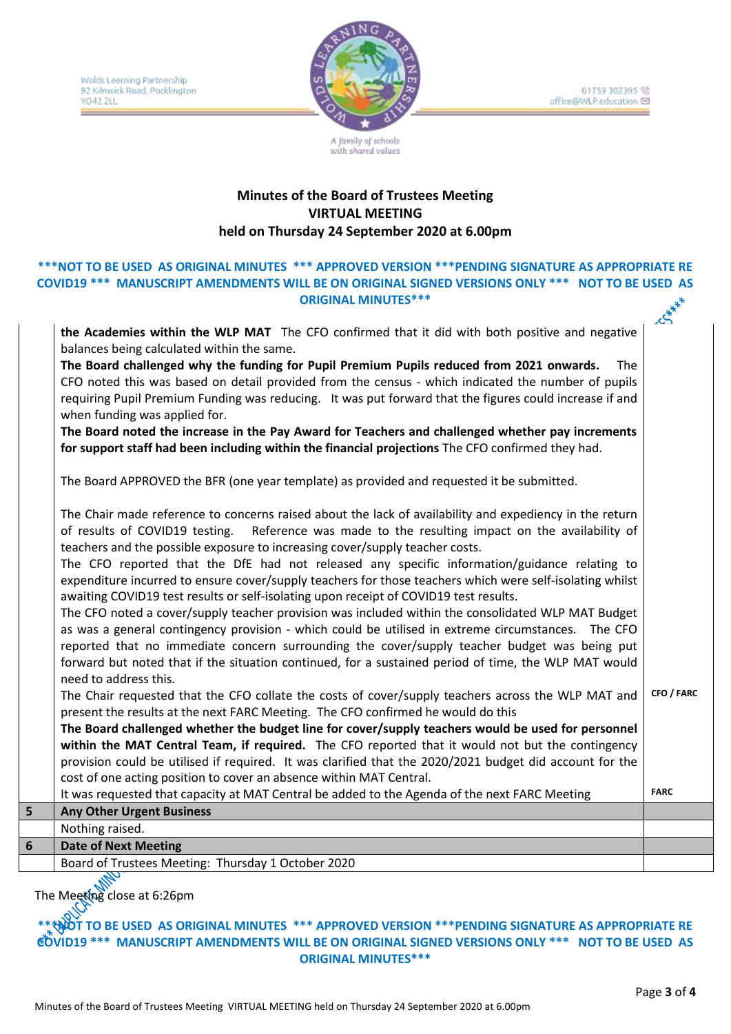Wolds Learning Partnership
92 Kilnwick Road, Pocklington
YO42 2LL

01759 302395
office@WLP.education

A family of schools with shared values

**Minutes of the Board of Trustees Meeting**
**VIRTUAL MEETING**
**held on Thursday 24 September 2020 at 6.00pm**

***NOT TO BE USED AS ORIGINAL MINUTES *** APPROVED VERSION ***PENDING SIGNATURE AS APPROPRIATE RE COVID19 *** MANUSCRIPT AMENDMENTS WILL BE ON ORIGINAL SIGNED VERSIONS ONLY *** NOT TO BE USED AS ORIGINAL MINUTES***

| | | |
|---|---|---|
| | **the Academies within the WLP MAT** The CFO confirmed that it did with both positive and negative balances being calculated within the same.<br>**The Board challenged why the funding for Pupil Premium Pupils reduced from 2021 onwards.** The CFO noted this was based on detail provided from the census - which indicated the number of pupils requiring Pupil Premium Funding was reducing. It was put forward that the figures could increase if and when funding was applied for.<br>**The Board noted the increase in the Pay Award for Teachers and challenged whether pay increments for support staff had been including within the financial projections** The CFO confirmed they had.<br><br>The Board APPROVED the BFR (one year template) as provided and requested it be submitted.<br><br>The Chair made reference to concerns raised about the lack of availability and expediency in the return of results of COVID19 testing. Reference was made to the resulting impact on the availability of teachers and the possible exposure to increasing cover/supply teacher costs.<br>The CFO reported that the DfE had not released any specific information/guidance relating to expenditure incurred to ensure cover/supply teachers for those teachers which were self-isolating whilst awaiting COVID19 test results or self-isolating upon receipt of COVID19 test results.<br>The CFO noted a cover/supply teacher provision was included within the consolidated WLP MAT Budget as was a general contingency provision - which could be utilised in extreme circumstances. The CFO reported that no immediate concern surrounding the cover/supply teacher budget was being put forward but noted that if the situation continued, for a sustained period of time, the WLP MAT would need to address this.<br>The Chair requested that the CFO collate the costs of cover/supply teachers across the WLP MAT and present the results at the next FARC Meeting. The CFO confirmed he would do this<br>**The Board challenged whether the budget line for cover/supply teachers would be used for personnel within the MAT Central Team, if required.** The CFO reported that it would not but the contingency provision could be utilised if required. It was clarified that the 2020/2021 budget did account for the cost of one acting position to cover an absence within MAT Central.<br>It was requested that capacity at MAT Central be added to the Agenda of the next FARC Meeting | **CFO / FARC**<br><br>**FARC** |
| **5** | **Any Other Urgent Business** | |
| | Nothing raised. | |
| **6** | **Date of Next Meeting** | |
| | Board of Trustees Meeting: Thursday 1 October 2020 | |

The Meeting close at 6:26pm

***NOT TO BE USED AS ORIGINAL MINUTES *** APPROVED VERSION ***PENDING SIGNATURE AS APPROPRIATE RE COVID19 *** MANUSCRIPT AMENDMENTS WILL BE ON ORIGINAL SIGNED VERSIONS ONLY *** NOT TO BE USED AS ORIGINAL MINUTES***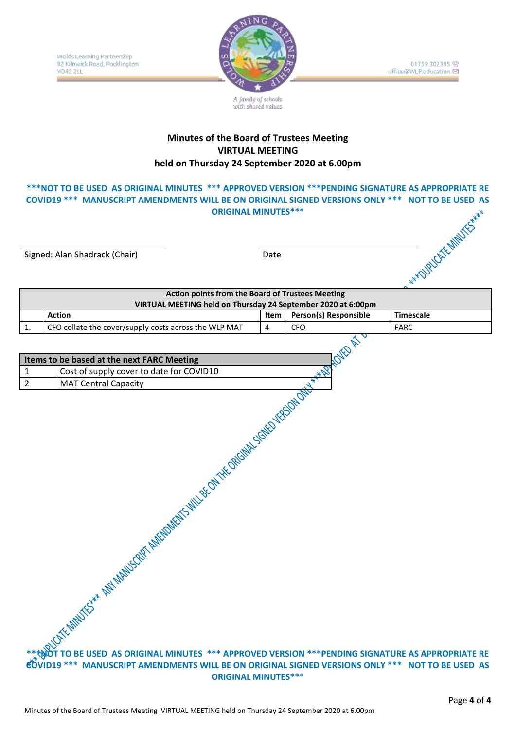Wolds Learning Partnership
92 Kilnwick Road, Pocklington
YO42 2LL

01759 302395
office@WLP.education

A family of schools with shared values

**Minutes of the Board of Trustees Meeting**
**VIRTUAL MEETING**
**held on Thursday 24 September 2020 at 6.00pm**

**\*\*\*NOT TO BE USED AS ORIGINAL MINUTES \*\*\* APPROVED VERSION \*\*\*PENDING SIGNATURE AS APPROPRIATE RE COVID19 \*\*\* MANUSCRIPT AMENDMENTS WILL BE ON ORIGINAL SIGNED VERSIONS ONLY \*\*\* NOT TO BE USED AS ORIGINAL MINUTES\*\*\***

Signed: Alan Shadrack (Chair) ______________________ Date ______________________

| Action points from the Board of Trustees Meeting VIRTUAL MEETING held on Thursday 24 September 2020 at 6:00pm | | | | |
|---|---|---|---|---|
| | **Action** | **Item** | **Person(s) Responsible** | **Timescale** |
| 1. | CFO collate the cover/supply costs across the WLP MAT | 4 | CFO | FARC |

| **Items to be based at the next FARC Meeting** | |
|---|---|
| 1 | Cost of supply cover to date for COVID10 |
| 2 | MAT Central Capacity |

\*\*\*DUPLICATE MINUTES\*\*\* ANY MANUSCRIPT AMENDMENTS WILL BE ON THE ORIGINAL SIGNED VERSION ONLY \*\*\*APPROVED AT B… \*\*\*DUPLICATE MINUTES\*\*\*

**\*\*\*NOT TO BE USED AS ORIGINAL MINUTES \*\*\* APPROVED VERSION \*\*\*PENDING SIGNATURE AS APPROPRIATE RE COVID19 \*\*\* MANUSCRIPT AMENDMENTS WILL BE ON ORIGINAL SIGNED VERSIONS ONLY \*\*\* NOT TO BE USED AS ORIGINAL MINUTES\*\*\***